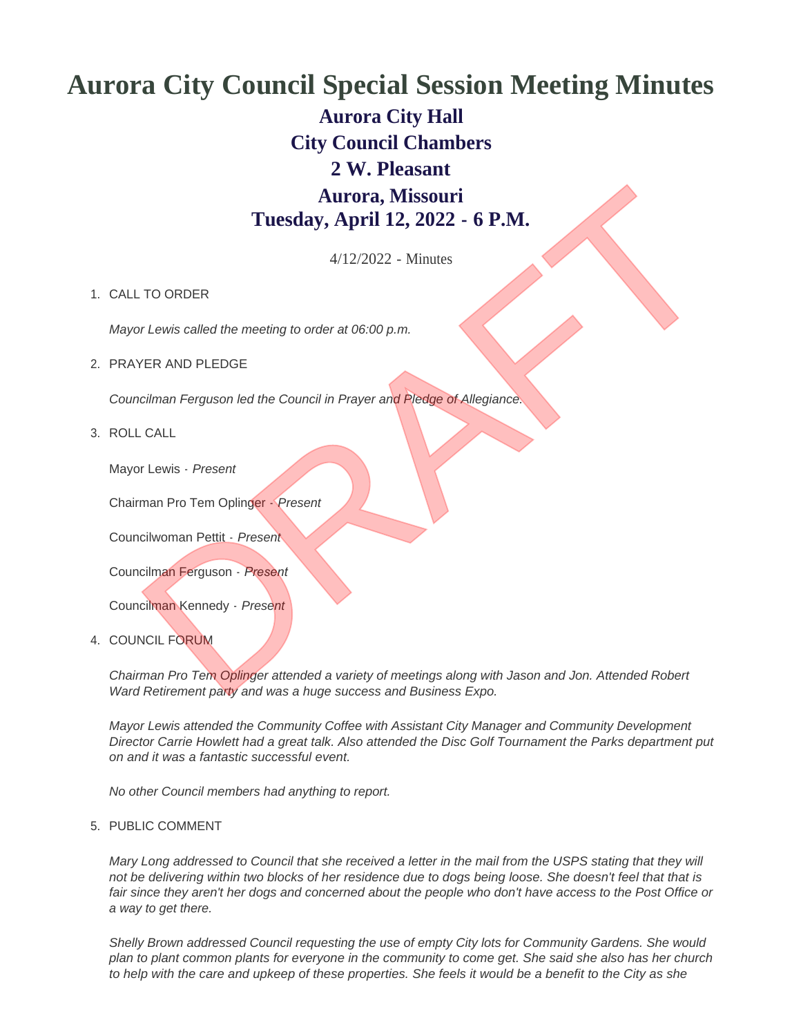# Aurora City Council Special Session Meeting Minutes

## Aurora City Hall
## City Council Chambers
## 2 W. Pleasant
## Aurora, Missouri
## Tuesday, April 12, 2022 - 6 P.M.

4/12/2022 - Minutes

1. CALL TO ORDER

   *Mayor Lewis called the meeting to order at 06:00 p.m.*

2. PRAYER AND PLEDGE

   *Councilman Ferguson led the Council in Prayer and Pledge of Allegiance.*

3. ROLL CALL

   Mayor Lewis - *Present*

   Chairman Pro Tem Oplinger - *Present*

   Councilwoman Pettit - *Present*

   Councilman Ferguson - *Present*

   Councilman Kennedy - *Present*

4. COUNCIL FORUM

   *Chairman Pro Tem Oplinger attended a variety of meetings along with Jason and Jon. Attended Robert Ward Retirement party and was a huge success and Business Expo.*

   *Mayor Lewis attended the Community Coffee with Assistant City Manager and Community Development Director Carrie Howlett had a great talk. Also attended the Disc Golf Tournament the Parks department put on and it was a fantastic successful event.*

   *No other Council members had anything to report.*

5. PUBLIC COMMENT

   *Mary Long addressed to Council that she received a letter in the mail from the USPS stating that they will not be delivering within two blocks of her residence due to dogs being loose. She doesn't feel that that is fair since they aren't her dogs and concerned about the people who don't have access to the Post Office or a way to get there.*

   *Shelly Brown addressed Council requesting the use of empty City lots for Community Gardens. She would plan to plant common plants for everyone in the community to come get. She said she also has her church to help with the care and upkeep of these properties. She feels it would be a benefit to the City as she*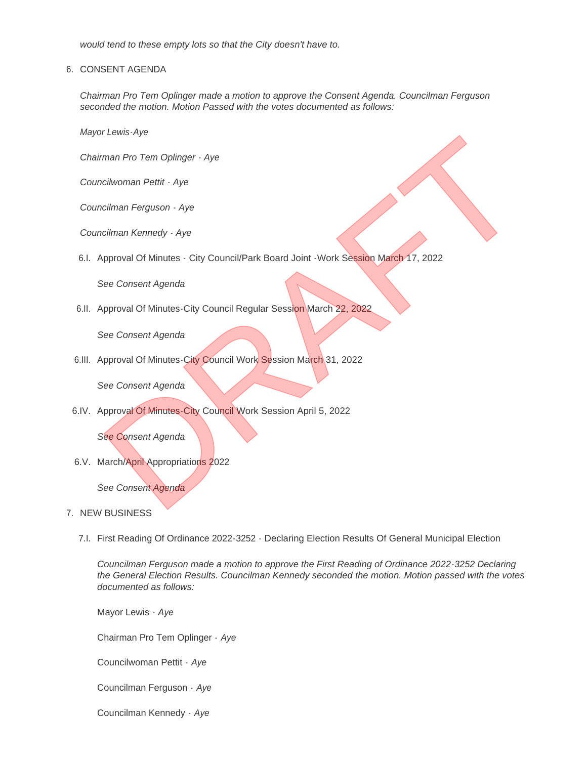*would tend to these empty lots so that the City doesn't have to.*

6. CONSENT AGENDA

   *Chairman Pro Tem Oplinger made a motion to approve the Consent Agenda. Councilman Ferguson seconded the motion. Motion Passed with the votes documented as follows:*

   *Mayor Lewis-Aye*

   *Chairman Pro Tem Oplinger - Aye*

   *Councilwoman Pettit - Aye*

   *Councilman Ferguson - Aye*

   *Councilman Kennedy - Aye*

   6.I. Approval Of Minutes - City Council/Park Board Joint -Work Session March 17, 2022

   *See Consent Agenda*

   6.II. Approval Of Minutes-City Council Regular Session March 22, 2022

   *See Consent Agenda*

   6.III. Approval Of Minutes-City Council Work Session March 31, 2022

   *See Consent Agenda*

   6.IV. Approval Of Minutes-City Council Work Session April 5, 2022

   *See Consent Agenda*

   6.V. March/April Appropriations 2022

   *See Consent Agenda*

7. NEW BUSINESS

   7.I. First Reading Of Ordinance 2022-3252 - Declaring Election Results Of General Municipal Election

   *Councilman Ferguson made a motion to approve the First Reading of Ordinance 2022-3252 Declaring the General Election Results. Councilman Kennedy seconded the motion. Motion passed with the votes documented as follows:*

   Mayor Lewis - *Aye*

   Chairman Pro Tem Oplinger - *Aye*

   Councilwoman Pettit - *Aye*

   Councilman Ferguson - *Aye*

   Councilman Kennedy - *Aye*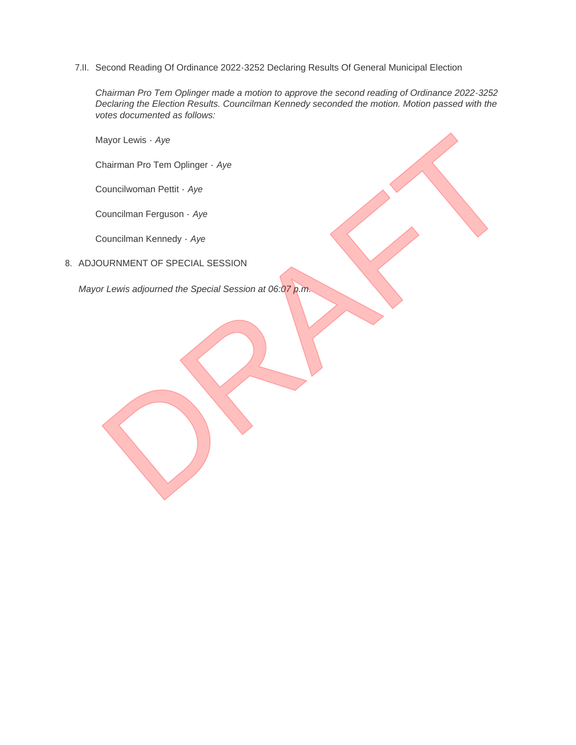7.II. Second Reading Of Ordinance 2022-3252 Declaring Results Of General Municipal Election

*Chairman Pro Tem Oplinger made a motion to approve the second reading of Ordinance 2022-3252 Declaring the Election Results. Councilman Kennedy seconded the motion. Motion passed with the votes documented as follows:*

Mayor Lewis - *Aye*

Chairman Pro Tem Oplinger - *Aye*

Councilwoman Pettit - *Aye*

Councilman Ferguson - *Aye*

Councilman Kennedy - *Aye*

8. ADJOURNMENT OF SPECIAL SESSION

*Mayor Lewis adjourned the Special Session at 06:07 p.m.*

DRAFT